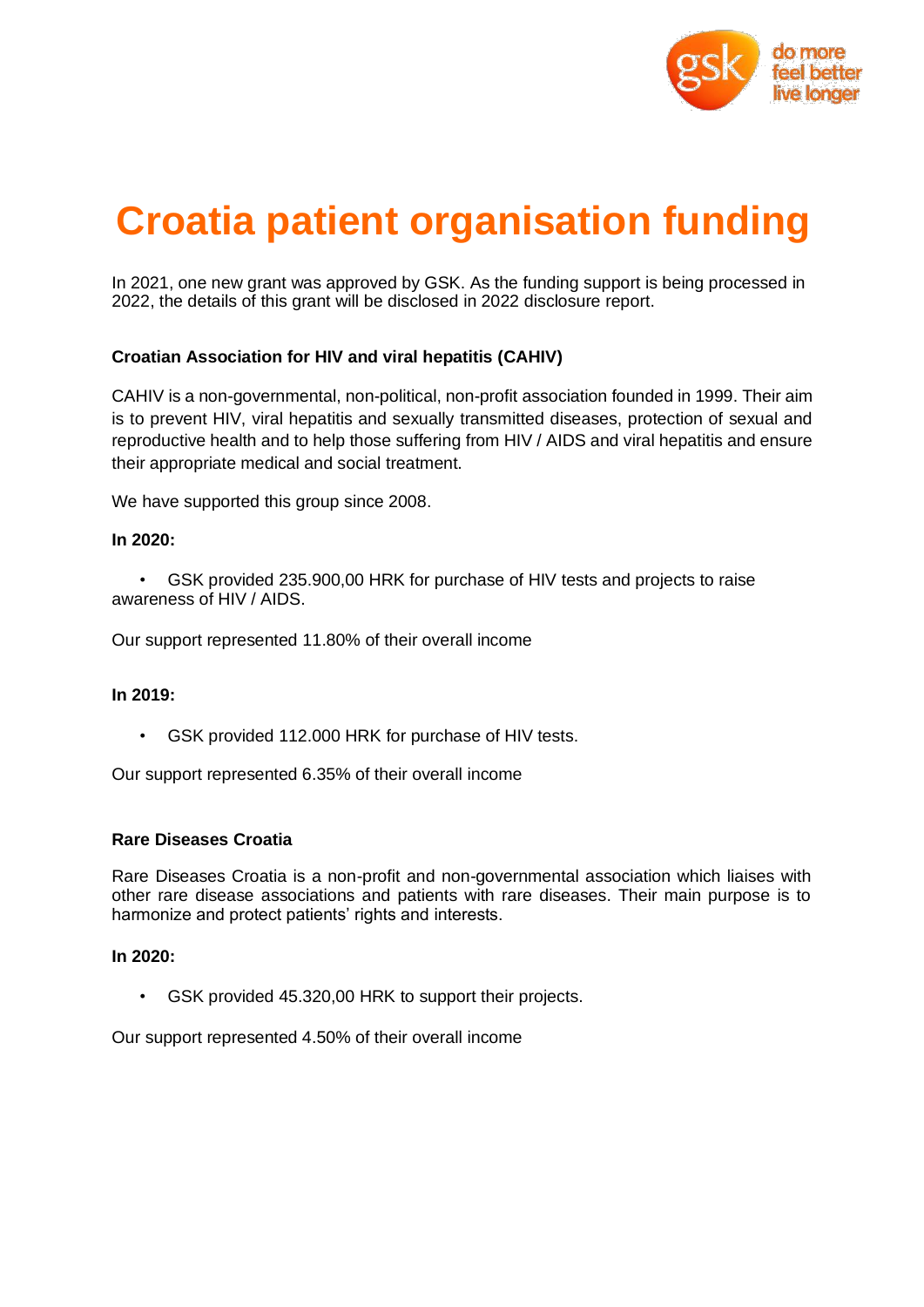# Croatia patient organisation funding

In 2021, one new grant was approved by GSK. As the funding support is being processed in 2022, the details of this grant will be disclosed in 2022 disclosure report.

**Croatian Association for HIV and viral hepatitis (CAHIV)**

CAHIV is a non-governmental, non-political, non-profit association founded in 1999. Their aim is to prevent HIV, viral hepatitis and sexually transmitted diseases, protection of sexual and reproductive health and to help those suffering from HIV / AIDS and viral hepatitis and ensure their appropriate medical and social treatment.

We have supported this group since 2008.

**In 2020:**

- GSK provided 235.900,00 HRK for purchase of HIV tests and projects to raise awareness of HIV / AIDS.

Our support represented 11.80% of their overall income

**In 2019:**

- GSK provided 112.000 HRK for purchase of HIV tests.

Our support represented 6.35% of their overall income

**Rare Diseases Croatia**

Rare Diseases Croatia is a non-profit and non-governmental association which liaises with other rare disease associations and patients with rare diseases. Their main purpose is to harmonize and protect patients' rights and interests.

**In 2020:**

- GSK provided 45.320,00 HRK to support their projects.

Our support represented 4.50% of their overall income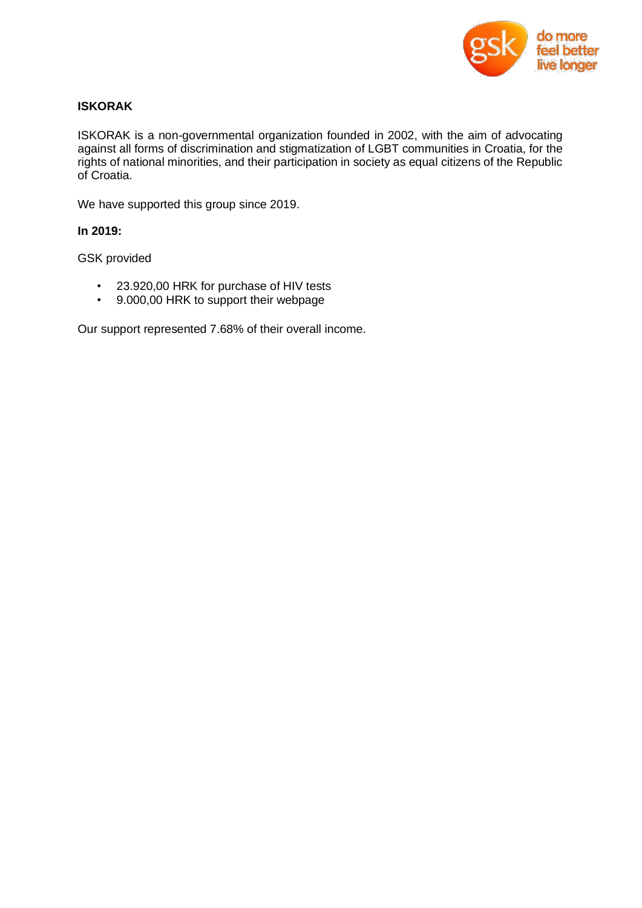**ISKORAK**

ISKORAK is a non-governmental organization founded in 2002, with the aim of advocating against all forms of discrimination and stigmatization of LGBT communities in Croatia, for the rights of national minorities, and their participation in society as equal citizens of the Republic of Croatia.

We have supported this group since 2019.

**In 2019:**

GSK provided

- 23.920,00 HRK for purchase of HIV tests
- 9.000,00 HRK to support their webpage

Our support represented 7.68% of their overall income.